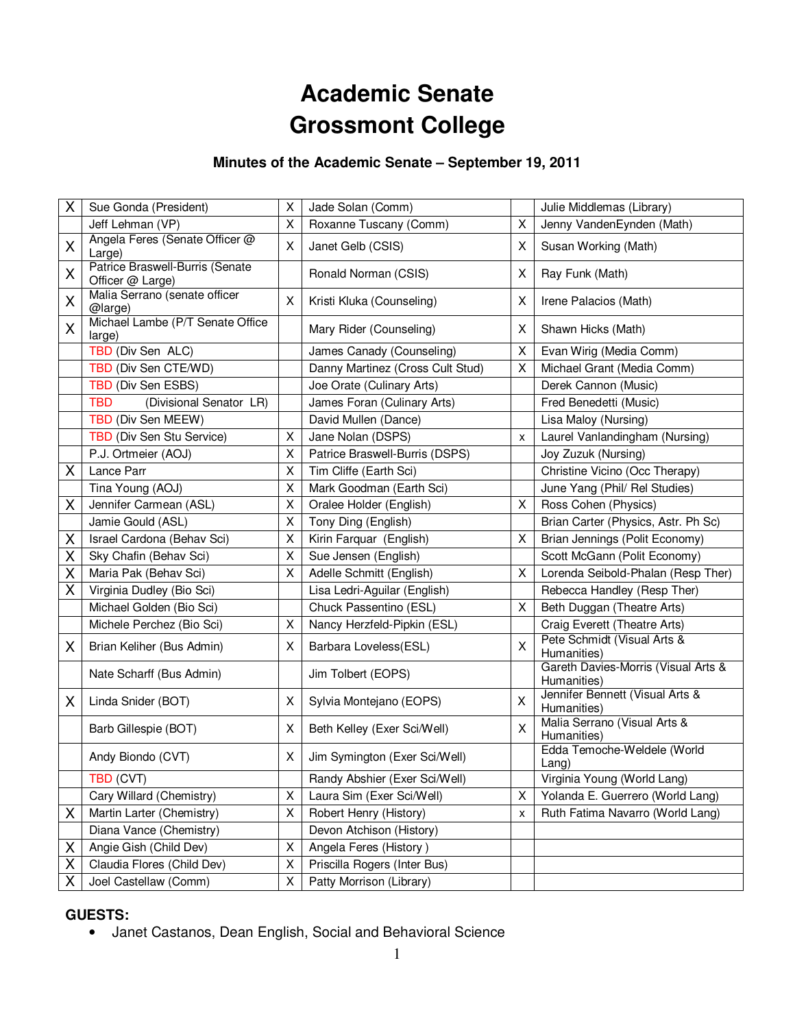# Academic Senate
# Grossmont College

### Minutes of the Academic Senate – September 19, 2011

| | | | | | |
|---|---|---|---|---|---|
| X | Sue Gonda (President) | X | Jade Solan (Comm) | | Julie Middlemas (Library) |
| | Jeff Lehman (VP) | X | Roxanne Tuscany (Comm) | X | Jenny VandenEynden (Math) |
| X | Angela Feres (Senate Officer @ Large) | X | Janet Gelb (CSIS) | X | Susan Working (Math) |
| X | Patrice Braswell-Burris (Senate Officer @ Large) | | Ronald Norman (CSIS) | X | Ray Funk (Math) |
| X | Malia Serrano (senate officer @large) | X | Kristi Kluka (Counseling) | X | Irene Palacios (Math) |
| X | Michael Lambe (P/T Senate Office large) | | Mary Rider (Counseling) | X | Shawn Hicks (Math) |
| | TBD (Div Sen ALC) | | James Canady (Counseling) | X | Evan Wirig (Media Comm) |
| | TBD (Div Sen CTE/WD) | | Danny Martinez (Cross Cult Stud) | X | Michael Grant (Media Comm) |
| | TBD (Div Sen ESBS) | | Joe Orate (Culinary Arts) | | Derek Cannon (Music) |
| | TBD (Divisional Senator LR) | | James Foran (Culinary Arts) | | Fred Benedetti (Music) |
| | TBD (Div Sen MEEW) | | David Mullen (Dance) | | Lisa Maloy (Nursing) |
| | TBD (Div Sen Stu Service) | X | Jane Nolan (DSPS) | x | Laurel Vanlandingham (Nursing) |
| | P.J. Ortmeier (AOJ) | X | Patrice Braswell-Burris (DSPS) | | Joy Zuzuk (Nursing) |
| X | Lance Parr | X | Tim Cliffe (Earth Sci) | | Christine Vicino (Occ Therapy) |
| | Tina Young (AOJ) | X | Mark Goodman (Earth Sci) | | June Yang (Phil/ Rel Studies) |
| X | Jennifer Carmean (ASL) | X | Oralee Holder (English) | X | Ross Cohen (Physics) |
| | Jamie Gould (ASL) | X | Tony Ding (English) | | Brian Carter (Physics, Astr. Ph Sc) |
| X | Israel Cardona (Behav Sci) | X | Kirin Farquar (English) | X | Brian Jennings (Polit Economy) |
| X | Sky Chafin (Behav Sci) | X | Sue Jensen (English) | | Scott McGann (Polit Economy) |
| X | Maria Pak (Behav Sci) | X | Adelle Schmitt (English) | X | Lorenda Seibold-Phalan (Resp Ther) |
| X | Virginia Dudley (Bio Sci) | | Lisa Ledri-Aguilar (English) | | Rebecca Handley (Resp Ther) |
| | Michael Golden (Bio Sci) | | Chuck Passentino (ESL) | X | Beth Duggan (Theatre Arts) |
| | Michele Perchez (Bio Sci) | X | Nancy Herzfeld-Pipkin (ESL) | | Craig Everett (Theatre Arts) |
| X | Brian Keliher (Bus Admin) | X | Barbara Loveless(ESL) | X | Pete Schmidt (Visual Arts & Humanities) |
| | Nate Scharff (Bus Admin) | | Jim Tolbert (EOPS) | | Gareth Davies-Morris (Visual Arts & Humanities) |
| X | Linda Snider (BOT) | X | Sylvia Montejano (EOPS) | X | Jennifer Bennett (Visual Arts & Humanities) |
| | Barb Gillespie (BOT) | X | Beth Kelley (Exer Sci/Well) | X | Malia Serrano (Visual Arts & Humanities) |
| | Andy Biondo (CVT) | X | Jim Symington (Exer Sci/Well) | | Edda Temoche-Weldele (World Lang) |
| | TBD (CVT) | | Randy Abshier (Exer Sci/Well) | | Virginia Young (World Lang) |
| | Cary Willard (Chemistry) | X | Laura Sim (Exer Sci/Well) | X | Yolanda E. Guerrero (World Lang) |
| X | Martin Larter (Chemistry) | X | Robert Henry (History) | x | Ruth Fatima Navarro (World Lang) |
| | Diana Vance (Chemistry) | | Devon Atchison (History) | | |
| X | Angie Gish (Child Dev) | X | Angela Feres (History ) | | |
| X | Claudia Flores (Child Dev) | X | Priscilla Rogers (Inter Bus) | | |
| X | Joel Castellaw (Comm) | X | Patty Morrison (Library) | | |

**GUESTS:**

- Janet Castanos, Dean English, Social and Behavioral Science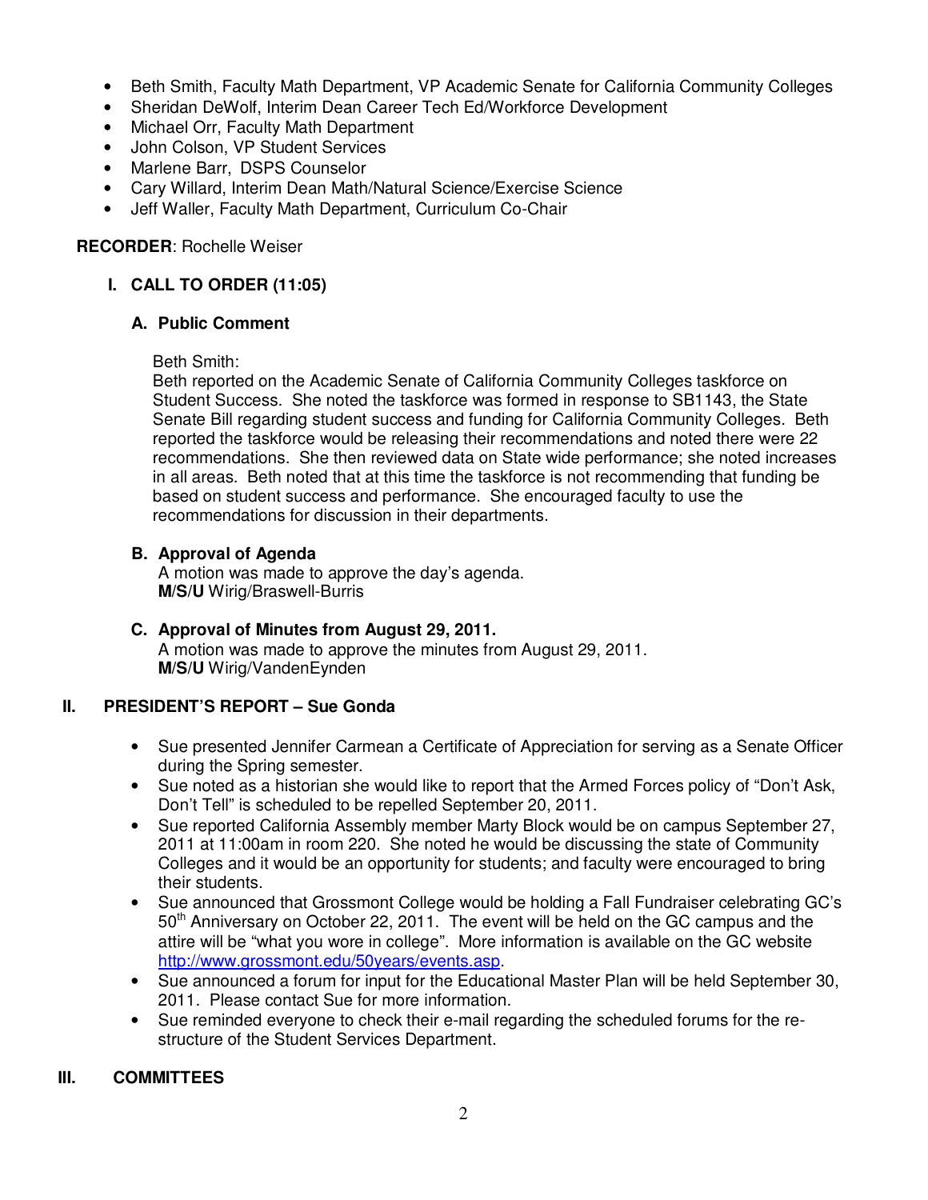- Beth Smith, Faculty Math Department, VP Academic Senate for California Community Colleges
- Sheridan DeWolf, Interim Dean Career Tech Ed/Workforce Development
- Michael Orr, Faculty Math Department
- John Colson, VP Student Services
- Marlene Barr, DSPS Counselor
- Cary Willard, Interim Dean Math/Natural Science/Exercise Science
- Jeff Waller, Faculty Math Department, Curriculum Co-Chair

**RECORDER**: Rochelle Weiser

## I. CALL TO ORDER (11:05)

### A. Public Comment

Beth Smith:
Beth reported on the Academic Senate of California Community Colleges taskforce on Student Success. She noted the taskforce was formed in response to SB1143, the State Senate Bill regarding student success and funding for California Community Colleges. Beth reported the taskforce would be releasing their recommendations and noted there were 22 recommendations. She then reviewed data on State wide performance; she noted increases in all areas. Beth noted that at this time the taskforce is not recommending that funding be based on student success and performance. She encouraged faculty to use the recommendations for discussion in their departments.

### B. Approval of Agenda

A motion was made to approve the day's agenda.
**M/S/U** Wirig/Braswell-Burris

### C. Approval of Minutes from August 29, 2011.

A motion was made to approve the minutes from August 29, 2011.
**M/S/U** Wirig/VandenEynden

## II. PRESIDENT'S REPORT – Sue Gonda

- Sue presented Jennifer Carmean a Certificate of Appreciation for serving as a Senate Officer during the Spring semester.
- Sue noted as a historian she would like to report that the Armed Forces policy of "Don't Ask, Don't Tell" is scheduled to be repelled September 20, 2011.
- Sue reported California Assembly member Marty Block would be on campus September 27, 2011 at 11:00am in room 220. She noted he would be discussing the state of Community Colleges and it would be an opportunity for students; and faculty were encouraged to bring their students.
- Sue announced that Grossmont College would be holding a Fall Fundraiser celebrating GC's 50th Anniversary on October 22, 2011. The event will be held on the GC campus and the attire will be "what you wore in college". More information is available on the GC website http://www.grossmont.edu/50years/events.asp.
- Sue announced a forum for input for the Educational Master Plan will be held September 30, 2011. Please contact Sue for more information.
- Sue reminded everyone to check their e-mail regarding the scheduled forums for the re-structure of the Student Services Department.

## III. COMMITTEES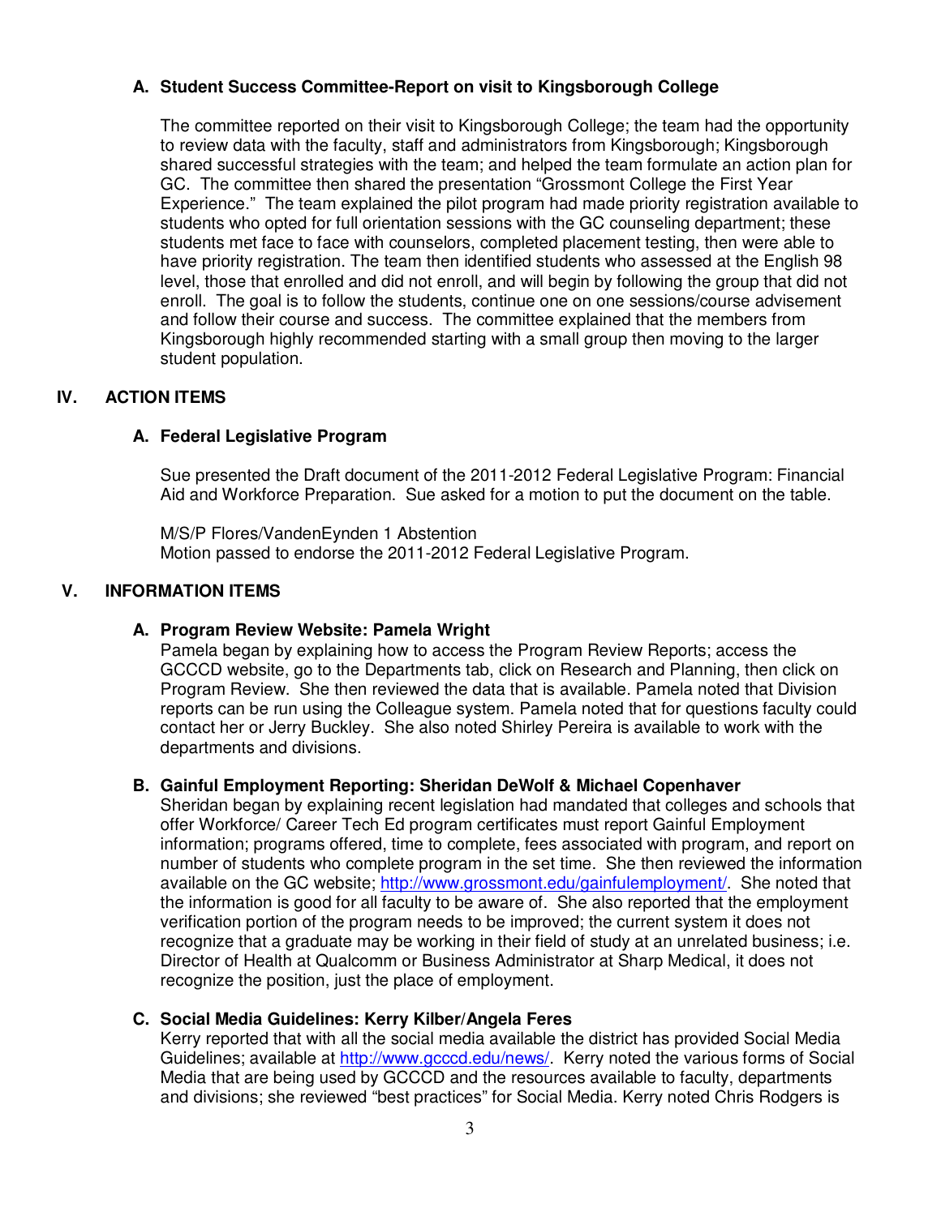### A. Student Success Committee-Report on visit to Kingsborough College

The committee reported on their visit to Kingsborough College; the team had the opportunity to review data with the faculty, staff and administrators from Kingsborough; Kingsborough shared successful strategies with the team; and helped the team formulate an action plan for GC. The committee then shared the presentation "Grossmont College the First Year Experience." The team explained the pilot program had made priority registration available to students who opted for full orientation sessions with the GC counseling department; these students met face to face with counselors, completed placement testing, then were able to have priority registration. The team then identified students who assessed at the English 98 level, those that enrolled and did not enroll, and will begin by following the group that did not enroll. The goal is to follow the students, continue one on one sessions/course advisement and follow their course and success. The committee explained that the members from Kingsborough highly recommended starting with a small group then moving to the larger student population.

## IV. ACTION ITEMS

### A. Federal Legislative Program

Sue presented the Draft document of the 2011-2012 Federal Legislative Program: Financial Aid and Workforce Preparation. Sue asked for a motion to put the document on the table.

M/S/P Flores/VandenEynden 1 Abstention
Motion passed to endorse the 2011-2012 Federal Legislative Program.

## V. INFORMATION ITEMS

### A. Program Review Website: Pamela Wright

Pamela began by explaining how to access the Program Review Reports; access the GCCCD website, go to the Departments tab, click on Research and Planning, then click on Program Review. She then reviewed the data that is available. Pamela noted that Division reports can be run using the Colleague system. Pamela noted that for questions faculty could contact her or Jerry Buckley. She also noted Shirley Pereira is available to work with the departments and divisions.

### B. Gainful Employment Reporting: Sheridan DeWolf & Michael Copenhaver

Sheridan began by explaining recent legislation had mandated that colleges and schools that offer Workforce/ Career Tech Ed program certificates must report Gainful Employment information; programs offered, time to complete, fees associated with program, and report on number of students who complete program in the set time. She then reviewed the information available on the GC website; http://www.grossmont.edu/gainfulemployment/. She noted that the information is good for all faculty to be aware of. She also reported that the employment verification portion of the program needs to be improved; the current system it does not recognize that a graduate may be working in their field of study at an unrelated business; i.e. Director of Health at Qualcomm or Business Administrator at Sharp Medical, it does not recognize the position, just the place of employment.

### C. Social Media Guidelines: Kerry Kilber/Angela Feres

Kerry reported that with all the social media available the district has provided Social Media Guidelines; available at http://www.gcccd.edu/news/. Kerry noted the various forms of Social Media that are being used by GCCCD and the resources available to faculty, departments and divisions; she reviewed "best practices" for Social Media. Kerry noted Chris Rodgers is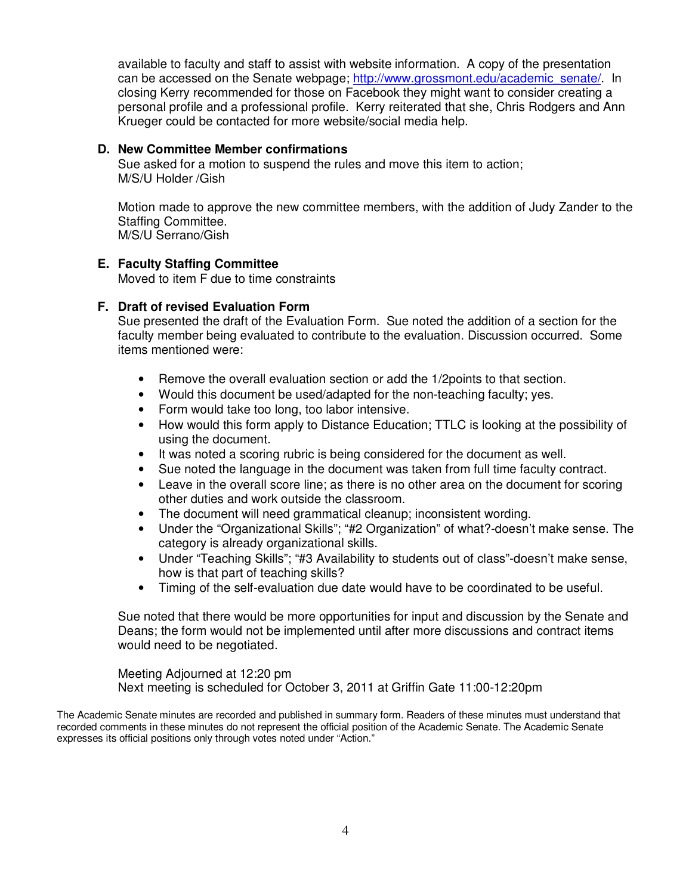available to faculty and staff to assist with website information. A copy of the presentation can be accessed on the Senate webpage; http://www.grossmont.edu/academic_senate/. In closing Kerry recommended for those on Facebook they might want to consider creating a personal profile and a professional profile. Kerry reiterated that she, Chris Rodgers and Ann Krueger could be contacted for more website/social media help.

**D. New Committee Member confirmations**

Sue asked for a motion to suspend the rules and move this item to action;
M/S/U Holder /Gish

Motion made to approve the new committee members, with the addition of Judy Zander to the Staffing Committee.
M/S/U Serrano/Gish

**E. Faculty Staffing Committee**

Moved to item F due to time constraints

**F. Draft of revised Evaluation Form**

Sue presented the draft of the Evaluation Form. Sue noted the addition of a section for the faculty member being evaluated to contribute to the evaluation. Discussion occurred. Some items mentioned were:

- Remove the overall evaluation section or add the 1/2points to that section.
- Would this document be used/adapted for the non-teaching faculty; yes.
- Form would take too long, too labor intensive.
- How would this form apply to Distance Education; TTLC is looking at the possibility of using the document.
- It was noted a scoring rubric is being considered for the document as well.
- Sue noted the language in the document was taken from full time faculty contract.
- Leave in the overall score line; as there is no other area on the document for scoring other duties and work outside the classroom.
- The document will need grammatical cleanup; inconsistent wording.
- Under the “Organizational Skills”; “#2 Organization” of what?-doesn’t make sense. The category is already organizational skills.
- Under “Teaching Skills”; “#3 Availability to students out of class”-doesn’t make sense, how is that part of teaching skills?
- Timing of the self-evaluation due date would have to be coordinated to be useful.

Sue noted that there would be more opportunities for input and discussion by the Senate and Deans; the form would not be implemented until after more discussions and contract items would need to be negotiated.

Meeting Adjourned at 12:20 pm
Next meeting is scheduled for October 3, 2011 at Griffin Gate 11:00-12:20pm

The Academic Senate minutes are recorded and published in summary form. Readers of these minutes must understand that recorded comments in these minutes do not represent the official position of the Academic Senate. The Academic Senate expresses its official positions only through votes noted under “Action.”